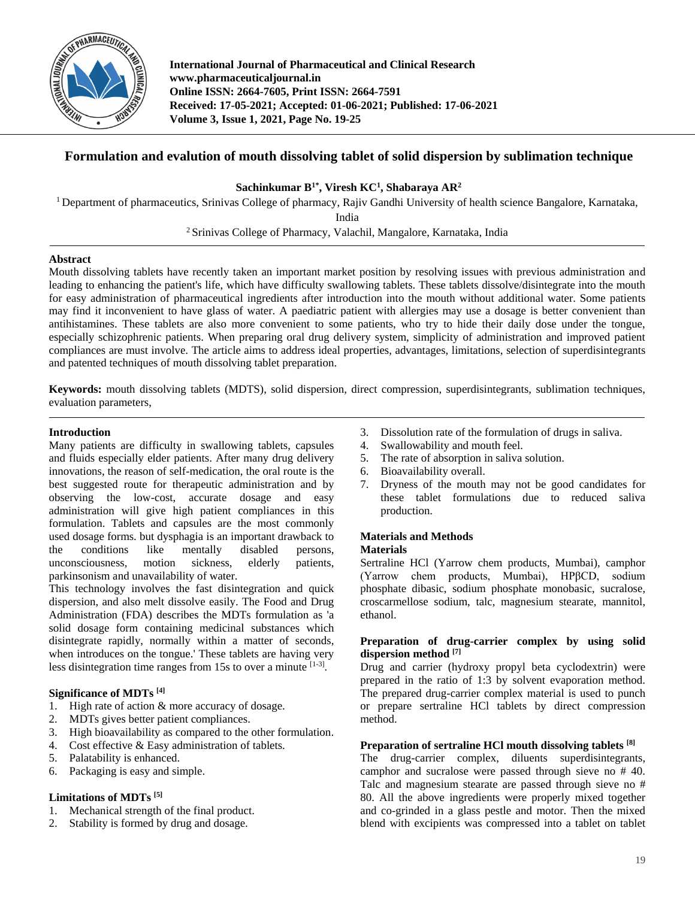# Formulation and evalution of mouth dissolving tablet of solid dispersion by sublimation technique

**Sachinkumar B[1*], Viresh KC[1], Shabaraya AR[2]**

[1] Department of pharmaceutics, Srinivas College of pharmacy, Rajiv Gandhi University of health science Bangalore, Karnataka, India

[2] Srinivas College of Pharmacy, Valachil, Mangalore, Karnataka, India

## Abstract

Mouth dissolving tablets have recently taken an important market position by resolving issues with previous administration and leading to enhancing the patient's life, which have difficulty swallowing tablets. These tablets dissolve/disintegrate into the mouth for easy administration of pharmaceutical ingredients after introduction into the mouth without additional water. Some patients may find it inconvenient to have glass of water. A paediatric patient with allergies may use a dosage is better convenient than antihistamines. These tablets are also more convenient to some patients, who try to hide their daily dose under the tongue, especially schizophrenic patients. When preparing oral drug delivery system, simplicity of administration and improved patient compliances are must involve. The article aims to address ideal properties, advantages, limitations, selection of superdisintegrants and patented techniques of mouth dissolving tablet preparation.

**Keywords:** mouth dissolving tablets (MDTS), solid dispersion, direct compression, superdisintegrants, sublimation techniques, evaluation parameters,

## Introduction

Many patients are difficulty in swallowing tablets, capsules and fluids especially elder patients. After many drug delivery innovations, the reason of self-medication, the oral route is the best suggested route for therapeutic administration and by observing the low-cost, accurate dosage and easy administration will give high patient compliances in this formulation. Tablets and capsules are the most commonly used dosage forms. but dysphagia is an important drawback to the conditions like mentally disabled persons, unconsciousness, motion sickness, elderly patients, parkinsonism and unavailability of water.

This technology involves the fast disintegration and quick dispersion, and also melt dissolve easily. The Food and Drug Administration (FDA) describes the MDTs formulation as 'a solid dosage form containing medicinal substances which disintegrate rapidly, normally within a matter of seconds, when introduces on the tongue.' These tablets are having very less disintegration time ranges from 15s to over a minute [1-3].

### Significance of MDTs [4]

1. High rate of action & more accuracy of dosage.
2. MDTs gives better patient compliances.
3. High bioavailability as compared to the other formulation.
4. Cost effective & Easy administration of tablets.
5. Palatability is enhanced.
6. Packaging is easy and simple.

### Limitations of MDTs [5]

1. Mechanical strength of the final product.
2. Stability is formed by drug and dosage.
3. Dissolution rate of the formulation of drugs in saliva.
4. Swallowability and mouth feel.
5. The rate of absorption in saliva solution.
6. Bioavailability overall.
7. Dryness of the mouth may not be good candidates for these tablet formulations due to reduced saliva production.

## Materials and Methods

### Materials

Sertraline HCl (Yarrow chem products, Mumbai), camphor (Yarrow chem products, Mumbai), HPβCD, sodium phosphate dibasic, sodium phosphate monobasic, sucralose, croscarmellose sodium, talc, magnesium stearate, mannitol, ethanol.

### Preparation of drug-carrier complex by using solid dispersion method [7]

Drug and carrier (hydroxy propyl beta cyclodextrin) were prepared in the ratio of 1:3 by solvent evaporation method. The prepared drug-carrier complex material is used to punch or prepare sertraline HCl tablets by direct compression method.

### Preparation of sertraline HCl mouth dissolving tablets [8]

The drug-carrier complex, diluents superdisintegrants, camphor and sucralose were passed through sieve no # 40. Talc and magnesium stearate are passed through sieve no # 80. All the above ingredients were properly mixed together and co-grinded in a glass pestle and motor. Then the mixed blend with excipients was compressed into a tablet on tablet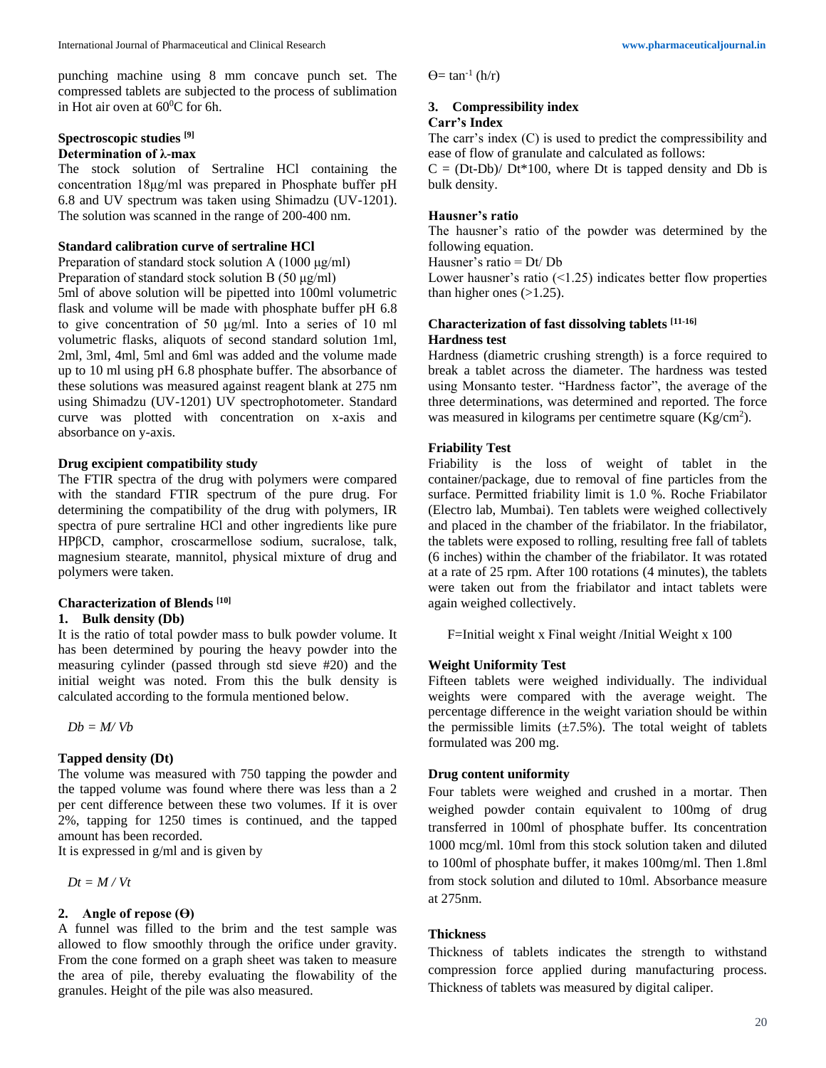punching machine using 8 mm concave punch set. The compressed tablets are subjected to the process of sublimation in Hot air oven at $60^0$C for 6h.

### Spectroscopic studies [9]

#### Determination of λ-max

The stock solution of Sertraline HCl containing the concentration 18μg/ml was prepared in Phosphate buffer pH 6.8 and UV spectrum was taken using Shimadzu (UV-1201). The solution was scanned in the range of 200-400 nm.

### Standard calibration curve of sertraline HCl

Preparation of standard stock solution A (1000 μg/ml)

Preparation of standard stock solution B (50 μg/ml)

5ml of above solution will be pipetted into 100ml volumetric flask and volume will be made with phosphate buffer pH 6.8 to give concentration of 50 μg/ml. Into a series of 10 ml volumetric flasks, aliquots of second standard solution 1ml, 2ml, 3ml, 4ml, 5ml and 6ml was added and the volume made up to 10 ml using pH 6.8 phosphate buffer. The absorbance of these solutions was measured against reagent blank at 275 nm using Shimadzu (UV-1201) UV spectrophotometer. Standard curve was plotted with concentration on x-axis and absorbance on y-axis.

### Drug excipient compatibility study

The FTIR spectra of the drug with polymers were compared with the standard FTIR spectrum of the pure drug. For determining the compatibility of the drug with polymers, IR spectra of pure sertraline HCl and other ingredients like pure HPβCD, camphor, croscarmellose sodium, sucralose, talk, magnesium stearate, mannitol, physical mixture of drug and polymers were taken.

### Characterization of Blends [10]

#### 1. Bulk density (Db)

It is the ratio of total powder mass to bulk powder volume. It has been determined by pouring the heavy powder into the measuring cylinder (passed through std sieve #20) and the initial weight was noted. From this the bulk density is calculated according to the formula mentioned below.

$$Db = M/ Vb$$

#### Tapped density (Dt)

The volume was measured with 750 tapping the powder and the tapped volume was found where there was less than a 2 per cent difference between these two volumes. If it is over 2%, tapping for 1250 times is continued, and the tapped amount has been recorded.

It is expressed in g/ml and is given by

$$Dt = M / Vt$$

#### 2. Angle of repose (ϴ)

A funnel was filled to the brim and the test sample was allowed to flow smoothly through the orifice under gravity. From the cone formed on a graph sheet was taken to measure the area of pile, thereby evaluating the flowability of the granules. Height of the pile was also measured.

$$\theta = \tan^{-1} (h/r)$$

#### 3. Compressibility index

#### Carr's Index

The carr's index (C) is used to predict the compressibility and ease of flow of granulate and calculated as follows:

$C = (Dt\text{-}Db)/ Dt*100$, where Dt is tapped density and Db is bulk density.

#### Hausner's ratio

The hausner's ratio of the powder was determined by the following equation.

Hausner's ratio = Dt/ Db

Lower hausner's ratio (<1.25) indicates better flow properties than higher ones (>1.25).

### Characterization of fast dissolving tablets [11-16]

#### Hardness test

Hardness (diametric crushing strength) is a force required to break a tablet across the diameter. The hardness was tested using Monsanto tester. "Hardness factor", the average of the three determinations, was determined and reported. The force was measured in kilograms per centimetre square ($Kg/cm^2$).

#### Friability Test

Friability is the loss of weight of tablet in the container/package, due to removal of fine particles from the surface. Permitted friability limit is 1.0 %. Roche Friabilator (Electro lab, Mumbai). Ten tablets were weighed collectively and placed in the chamber of the friabilator. In the friabilator, the tablets were exposed to rolling, resulting free fall of tablets (6 inches) within the chamber of the friabilator. It was rotated at a rate of 25 rpm. After 100 rotations (4 minutes), the tablets were taken out from the friabilator and intact tablets were again weighed collectively.

F=Initial weight x Final weight /Initial Weight x 100

#### Weight Uniformity Test

Fifteen tablets were weighed individually. The individual weights were compared with the average weight. The percentage difference in the weight variation should be within the permissible limits (±7.5%). The total weight of tablets formulated was 200 mg.

#### Drug content uniformity

Four tablets were weighed and crushed in a mortar. Then weighed powder contain equivalent to 100mg of drug transferred in 100ml of phosphate buffer. Its concentration 1000 mcg/ml. 10ml from this stock solution taken and diluted to 100ml of phosphate buffer, it makes 100mg/ml. Then 1.8ml from stock solution and diluted to 10ml. Absorbance measure at 275nm.

#### Thickness

Thickness of tablets indicates the strength to withstand compression force applied during manufacturing process. Thickness of tablets was measured by digital caliper.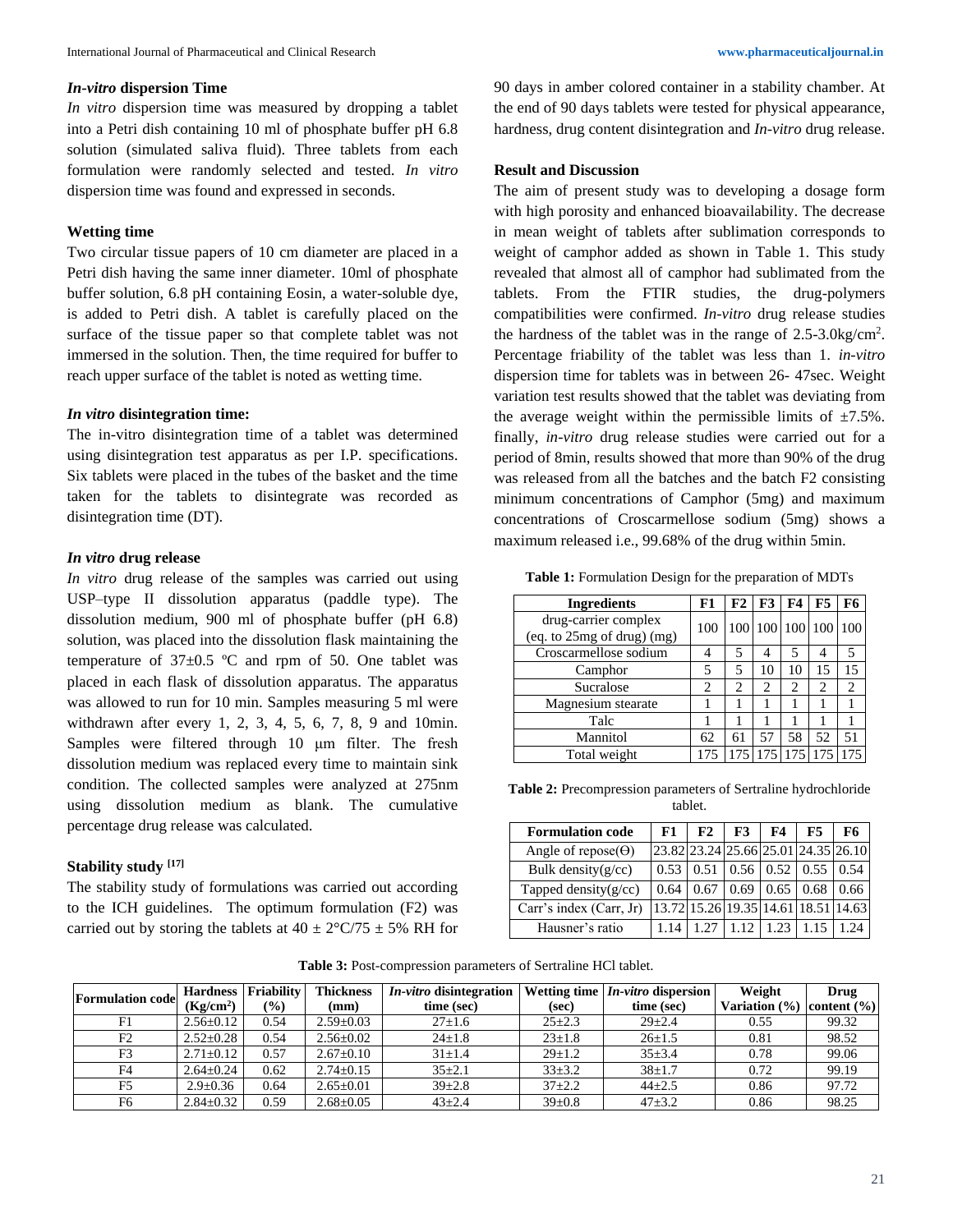### *In-vitro* dispersion Time

*In vitro* dispersion time was measured by dropping a tablet into a Petri dish containing 10 ml of phosphate buffer pH 6.8 solution (simulated saliva fluid). Three tablets from each formulation were randomly selected and tested. *In vitro* dispersion time was found and expressed in seconds.

### Wetting time

Two circular tissue papers of 10 cm diameter are placed in a Petri dish having the same inner diameter. 10ml of phosphate buffer solution, 6.8 pH containing Eosin, a water-soluble dye, is added to Petri dish. A tablet is carefully placed on the surface of the tissue paper so that complete tablet was not immersed in the solution. Then, the time required for buffer to reach upper surface of the tablet is noted as wetting time.

### *In vitro* disintegration time:

The in-vitro disintegration time of a tablet was determined using disintegration test apparatus as per I.P. specifications. Six tablets were placed in the tubes of the basket and the time taken for the tablets to disintegrate was recorded as disintegration time (DT).

### *In vitro* drug release

*In vitro* drug release of the samples was carried out using USP–type II dissolution apparatus (paddle type). The dissolution medium, 900 ml of phosphate buffer (pH 6.8) solution, was placed into the dissolution flask maintaining the temperature of 37±0.5 ºC and rpm of 50. One tablet was placed in each flask of dissolution apparatus. The apparatus was allowed to run for 10 min. Samples measuring 5 ml were withdrawn after every 1, 2, 3, 4, 5, 6, 7, 8, 9 and 10min. Samples were filtered through 10 µm filter. The fresh dissolution medium was replaced every time to maintain sink condition. The collected samples were analyzed at 275nm using dissolution medium as blank. The cumulative percentage drug release was calculated.

### Stability study [17]

The stability study of formulations was carried out according to the ICH guidelines. The optimum formulation (F2) was carried out by storing the tablets at 40 ± 2°C/75 ± 5% RH for 90 days in amber colored container in a stability chamber. At the end of 90 days tablets were tested for physical appearance, hardness, drug content disintegration and *In-vitro* drug release.

## Result and Discussion

The aim of present study was to developing a dosage form with high porosity and enhanced bioavailability. The decrease in mean weight of tablets after sublimation corresponds to weight of camphor added as shown in Table 1. This study revealed that almost all of camphor had sublimated from the tablets. From the FTIR studies, the drug-polymers compatibilities were confirmed. *In-vitro* drug release studies the hardness of the tablet was in the range of 2.5-3.0kg/cm$^2$. Percentage friability of the tablet was less than 1. *in-vitro* dispersion time for tablets was in between 26- 47sec. Weight variation test results showed that the tablet was deviating from the average weight within the permissible limits of ±7.5%. finally, *in-vitro* drug release studies were carried out for a period of 8min, results showed that more than 90% of the drug was released from all the batches and the batch F2 consisting minimum concentrations of Camphor (5mg) and maximum concentrations of Croscarmellose sodium (5mg) shows a maximum released i.e., 99.68% of the drug within 5min.

**Table 1:** Formulation Design for the preparation of MDTs

| Ingredients | F1 | F2 | F3 | F4 | F5 | F6 |
|---|---|---|---|---|---|---|
| drug-carrier complex (eq. to 25mg of drug) (mg) | 100 | 100 | 100 | 100 | 100 | 100 |
| Croscarmellose sodium | 4 | 5 | 4 | 5 | 4 | 5 |
| Camphor | 5 | 5 | 10 | 10 | 15 | 15 |
| Sucralose | 2 | 2 | 2 | 2 | 2 | 2 |
| Magnesium stearate | 1 | 1 | 1 | 1 | 1 | 1 |
| Talc | 1 | 1 | 1 | 1 | 1 | 1 |
| Mannitol | 62 | 61 | 57 | 58 | 52 | 51 |
| Total weight | 175 | 175 | 175 | 175 | 175 | 175 |

**Table 2:** Precompression parameters of Sertraline hydrochloride tablet.

| Formulation code | F1 | F2 | F3 | F4 | F5 | F6 |
|---|---|---|---|---|---|---|
| Angle of repose(Θ) | 23.82 | 23.24 | 25.66 | 25.01 | 24.35 | 26.10 |
| Bulk density(g/cc) | 0.53 | 0.51 | 0.56 | 0.52 | 0.55 | 0.54 |
| Tapped density(g/cc) | 0.64 | 0.67 | 0.69 | 0.65 | 0.68 | 0.66 |
| Carr's index (Carr, Jr) | 13.72 | 15.26 | 19.35 | 14.61 | 18.51 | 14.63 |
| Hausner's ratio | 1.14 | 1.27 | 1.12 | 1.23 | 1.15 | 1.24 |

**Table 3:** Post-compression parameters of Sertraline HCl tablet.

| Formulation code | Hardness (Kg/cm$^2$) | Friability (%) | Thickness (mm) | *In-vitro* disintegration time (sec) | Wetting time (sec) | *In-vitro* dispersion time (sec) | Weight Variation (%) | Drug content (%) |
|---|---|---|---|---|---|---|---|---|
| F1 | 2.56±0.12 | 0.54 | 2.59±0.03 | 27±1.6 | 25±2.3 | 29±2.4 | 0.55 | 99.32 |
| F2 | 2.52±0.28 | 0.54 | 2.56±0.02 | 24±1.8 | 23±1.8 | 26±1.5 | 0.81 | 98.52 |
| F3 | 2.71±0.12 | 0.57 | 2.67±0.10 | 31±1.4 | 29±1.2 | 35±3.4 | 0.78 | 99.06 |
| F4 | 2.64±0.24 | 0.62 | 2.74±0.15 | 35±2.1 | 33±3.2 | 38±1.7 | 0.72 | 99.19 |
| F5 | 2.9±0.36 | 0.64 | 2.65±0.01 | 39±2.8 | 37±2.2 | 44±2.5 | 0.86 | 97.72 |
| F6 | 2.84±0.32 | 0.59 | 2.68±0.05 | 43±2.4 | 39±0.8 | 47±3.2 | 0.86 | 98.25 |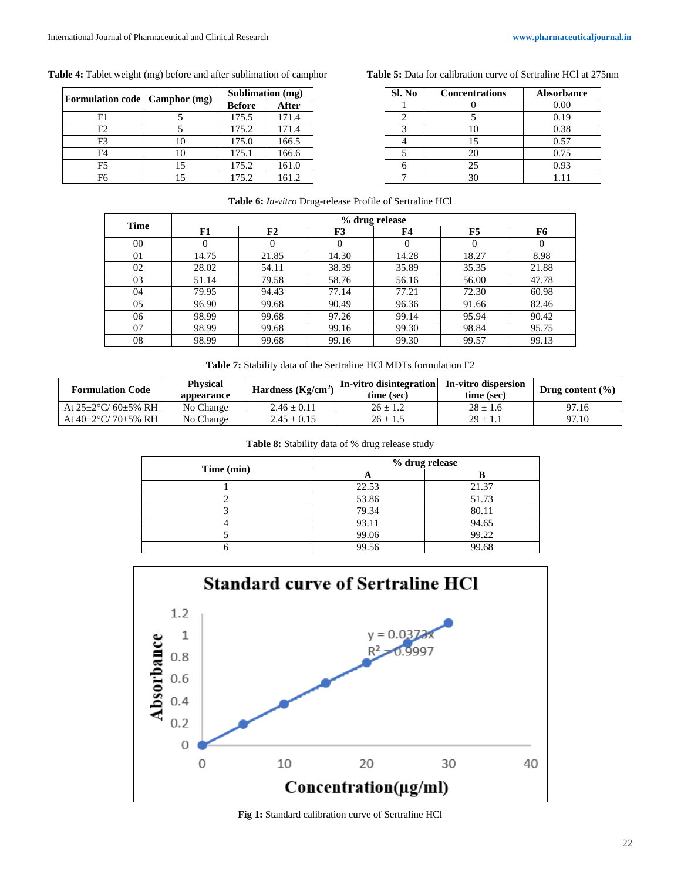**Table 4:** Tablet weight (mg) before and after sublimation of camphor

| Formulation code | Camphor (mg) | Sublimation (mg) | |
|---|---|---|---|
| | | Before | After |
| F1 | 5 | 175.5 | 171.4 |
| F2 | 5 | 175.2 | 171.4 |
| F3 | 10 | 175.0 | 166.5 |
| F4 | 10 | 175.1 | 166.6 |
| F5 | 15 | 175.2 | 161.0 |
| F6 | 15 | 175.2 | 161.2 |

**Table 5:** Data for calibration curve of Sertraline HCl at 275nm

| Sl. No | Concentrations | Absorbance |
|---|---|---|
| 1 | 0 | 0.00 |
| 2 | 5 | 0.19 |
| 3 | 10 | 0.38 |
| 4 | 15 | 0.57 |
| 5 | 20 | 0.75 |
| 6 | 25 | 0.93 |
| 7 | 30 | 1.11 |

**Table 6:** *In-vitro* Drug-release Profile of Sertraline HCl

| Time | % drug release | | | | | |
|---|---|---|---|---|---|---|
| | F1 | F2 | F3 | F4 | F5 | F6 |
| 00 | 0 | 0 | 0 | 0 | 0 | 0 |
| 01 | 14.75 | 21.85 | 14.30 | 14.28 | 18.27 | 8.98 |
| 02 | 28.02 | 54.11 | 38.39 | 35.89 | 35.35 | 21.88 |
| 03 | 51.14 | 79.58 | 58.76 | 56.16 | 56.00 | 47.78 |
| 04 | 79.95 | 94.43 | 77.14 | 77.21 | 72.30 | 60.98 |
| 05 | 96.90 | 99.68 | 90.49 | 96.36 | 91.66 | 82.46 |
| 06 | 98.99 | 99.68 | 97.26 | 99.14 | 95.94 | 90.42 |
| 07 | 98.99 | 99.68 | 99.16 | 99.30 | 98.84 | 95.75 |
| 08 | 98.99 | 99.68 | 99.16 | 99.30 | 99.57 | 99.13 |

**Table 7:** Stability data of the Sertraline HCl MDTs formulation F2

| Formulation Code | Physical appearance | Hardness ($Kg/cm^2$) | In-vitro disintegration time (sec) | In-vitro dispersion time (sec) | Drug content (%) |
|---|---|---|---|---|---|
| At 25±2°C/ 60±5% RH | No Change | 2.46 ± 0.11 | 26 ± 1.2 | 28 ± 1.6 | 97.16 |
| At 40±2°C/ 70±5% RH | No Change | 2.45 ± 0.15 | 26 ± 1.5 | 29 ± 1.1 | 97.10 |

**Table 8:** Stability data of % drug release study

| Time (min) | % drug release | |
|---|---|---|
| | A | B |
| 1 | 22.53 | 21.37 |
| 2 | 53.86 | 51.73 |
| 3 | 79.34 | 80.11 |
| 4 | 93.11 | 94.65 |
| 5 | 99.06 | 99.22 |
| 6 | 99.56 | 99.68 |

**Standard curve of Sertraline HCl**

$y = 0.0373x$

$R^2 = 0.9997$

**Fig 1:** Standard calibration curve of Sertraline HCl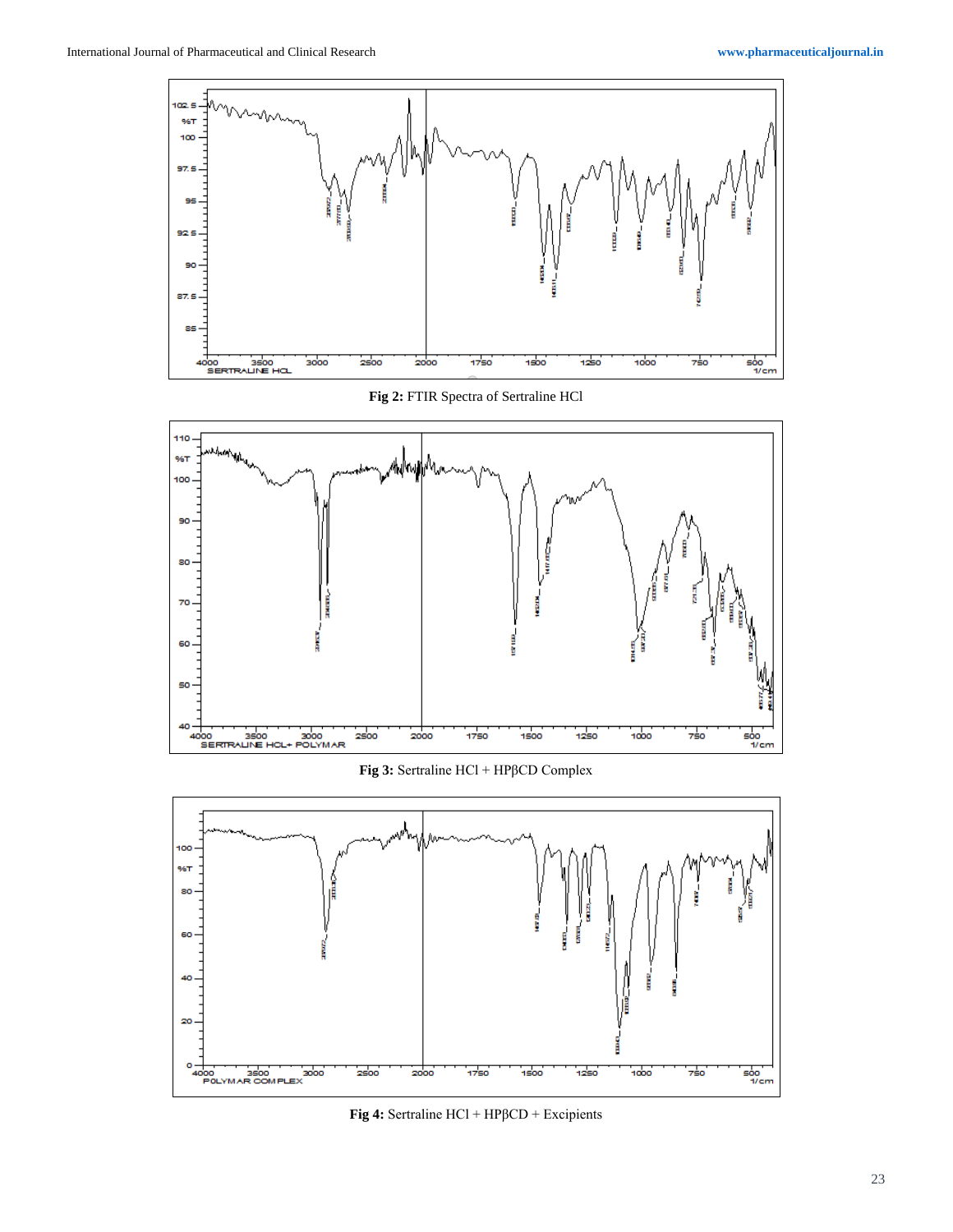**Fig 2:** FTIR Spectra of Sertraline HCl

**Fig 3:** Sertraline HCl + HPβCD Complex

**Fig 4:** Sertraline HCl + HPβCD + Excipients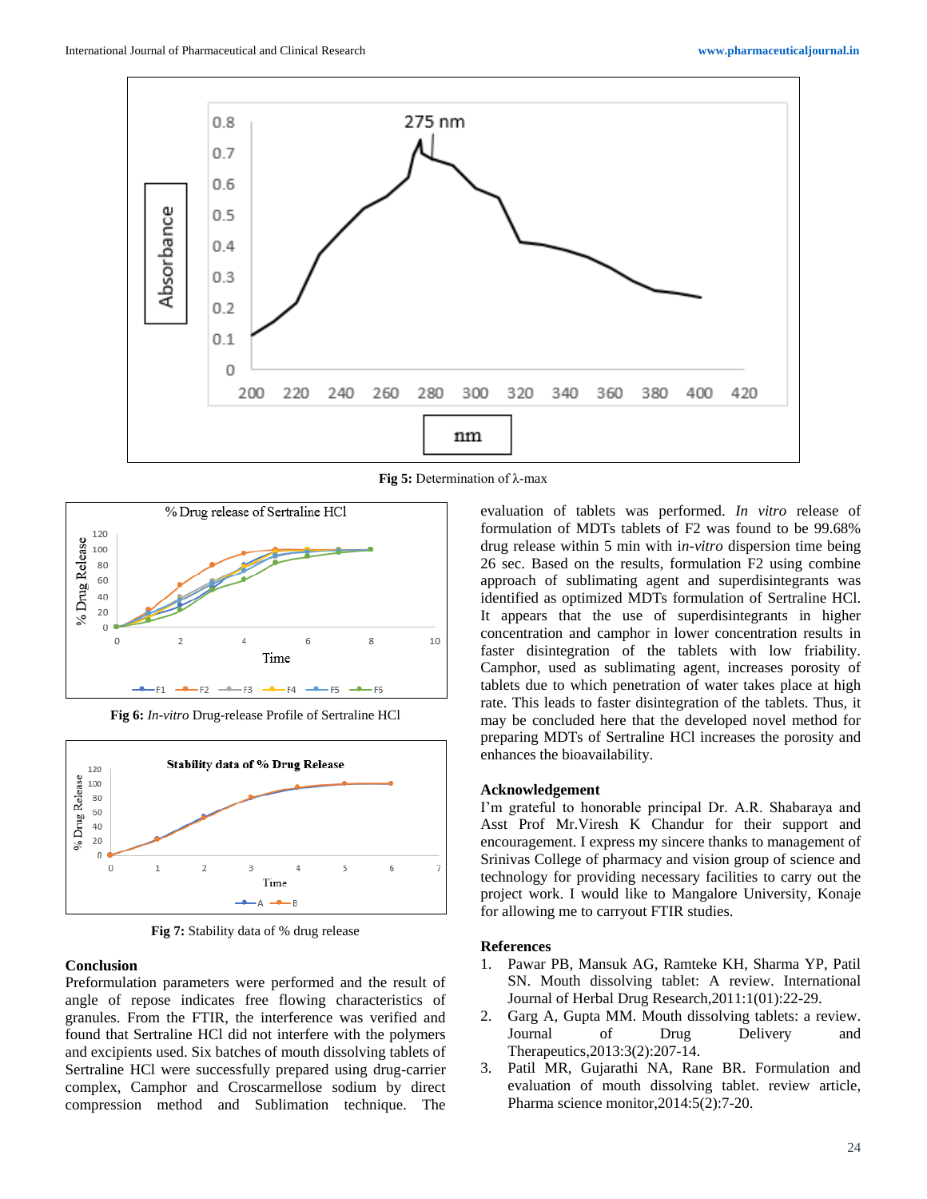Fig 5: Determination of λ-max

Fig 6: *In-vitro* Drug-release Profile of Sertraline HCl

Fig 7: Stability data of % drug release

## Conclusion

Preformulation parameters were performed and the result of angle of repose indicates free flowing characteristics of granules. From the FTIR, the interference was verified and found that Sertraline HCl did not interfere with the polymers and excipients used. Six batches of mouth dissolving tablets of Sertraline HCl were successfully prepared using drug-carrier complex, Camphor and Croscarmellose sodium by direct compression method and Sublimation technique. The evaluation of tablets was performed. *In vitro* release of formulation of MDTs tablets of F2 was found to be 99.68% drug release within 5 min with i*n-vitro* dispersion time being 26 sec. Based on the results, formulation F2 using combine approach of sublimating agent and superdisintegrants was identified as optimized MDTs formulation of Sertraline HCl. It appears that the use of superdisintegrants in higher concentration and camphor in lower concentration results in faster disintegration of the tablets with low friability. Camphor, used as sublimating agent, increases porosity of tablets due to which penetration of water takes place at high rate. This leads to faster disintegration of the tablets. Thus, it may be concluded here that the developed novel method for preparing MDTs of Sertraline HCl increases the porosity and enhances the bioavailability.

## Acknowledgement

I'm grateful to honorable principal Dr. A.R. Shabaraya and Asst Prof Mr.Viresh K Chandur for their support and encouragement. I express my sincere thanks to management of Srinivas College of pharmacy and vision group of science and technology for providing necessary facilities to carry out the project work. I would like to Mangalore University, Konaje for allowing me to carryout FTIR studies.

## References

1. Pawar PB, Mansuk AG, Ramteke KH, Sharma YP, Patil SN. Mouth dissolving tablet: A review. International Journal of Herbal Drug Research,2011:1(01):22-29.
2. Garg A, Gupta MM. Mouth dissolving tablets: a review. Journal of Drug Delivery and Therapeutics,2013:3(2):207-14.
3. Patil MR, Gujarathi NA, Rane BR. Formulation and evaluation of mouth dissolving tablet. review article, Pharma science monitor,2014:5(2):7-20.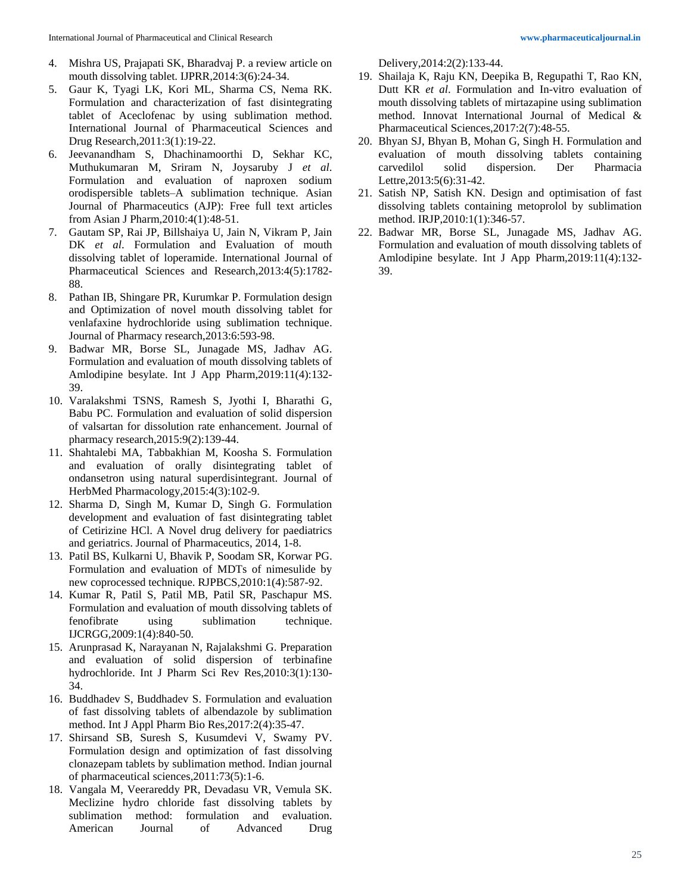4. Mishra US, Prajapati SK, Bharadvaj P. a review article on mouth dissolving tablet. IJPRR,2014:3(6):24-34.
5. Gaur K, Tyagi LK, Kori ML, Sharma CS, Nema RK. Formulation and characterization of fast disintegrating tablet of Aceclofenac by using sublimation method. International Journal of Pharmaceutical Sciences and Drug Research,2011:3(1):19-22.
6. Jeevanandham S, Dhachinamoorthi D, Sekhar KC, Muthukumaran M, Sriram N, Joysaruby J *et al*. Formulation and evaluation of naproxen sodium orodispersible tablets–A sublimation technique. Asian Journal of Pharmaceutics (AJP): Free full text articles from Asian J Pharm,2010:4(1):48-51.
7. Gautam SP, Rai JP, Billshaiya U, Jain N, Vikram P, Jain DK *et al*. Formulation and Evaluation of mouth dissolving tablet of loperamide. International Journal of Pharmaceutical Sciences and Research,2013:4(5):1782-88.
8. Pathan IB, Shingare PR, Kurumkar P. Formulation design and Optimization of novel mouth dissolving tablet for venlafaxine hydrochloride using sublimation technique. Journal of Pharmacy research,2013:6:593-98.
9. Badwar MR, Borse SL, Junagade MS, Jadhav AG. Formulation and evaluation of mouth dissolving tablets of Amlodipine besylate. Int J App Pharm,2019:11(4):132-39.
10. Varalakshmi TSNS, Ramesh S, Jyothi I, Bharathi G, Babu PC. Formulation and evaluation of solid dispersion of valsartan for dissolution rate enhancement. Journal of pharmacy research,2015:9(2):139-44.
11. Shahtalebi MA, Tabbakhian M, Koosha S. Formulation and evaluation of orally disintegrating tablet of ondansetron using natural superdisintegrant. Journal of HerbMed Pharmacology,2015:4(3):102-9.
12. Sharma D, Singh M, Kumar D, Singh G. Formulation development and evaluation of fast disintegrating tablet of Cetirizine HCl. A Novel drug delivery for paediatrics and geriatrics. Journal of Pharmaceutics, 2014, 1-8.
13. Patil BS, Kulkarni U, Bhavik P, Soodam SR, Korwar PG. Formulation and evaluation of MDTs of nimesulide by new coprocessed technique. RJPBCS,2010:1(4):587-92.
14. Kumar R, Patil S, Patil MB, Patil SR, Paschapur MS. Formulation and evaluation of mouth dissolving tablets of fenofibrate using sublimation technique. IJCRGG,2009:1(4):840-50.
15. Arunprasad K, Narayanan N, Rajalakshmi G. Preparation and evaluation of solid dispersion of terbinafine hydrochloride. Int J Pharm Sci Rev Res,2010:3(1):130-34.
16. Buddhadev S, Buddhadev S. Formulation and evaluation of fast dissolving tablets of albendazole by sublimation method. Int J Appl Pharm Bio Res,2017:2(4):35-47.
17. Shirsand SB, Suresh S, Kusumdevi V, Swamy PV. Formulation design and optimization of fast dissolving clonazepam tablets by sublimation method. Indian journal of pharmaceutical sciences,2011:73(5):1-6.
18. Vangala M, Veerareddy PR, Devadasu VR, Vemula SK. Meclizine hydro chloride fast dissolving tablets by sublimation method: formulation and evaluation. American Journal of Advanced Drug Delivery,2014:2(2):133-44.
19. Shailaja K, Raju KN, Deepika B, Regupathi T, Rao KN, Dutt KR *et al*. Formulation and In-vitro evaluation of mouth dissolving tablets of mirtazapine using sublimation method. Innovat International Journal of Medical & Pharmaceutical Sciences,2017:2(7):48-55.
20. Bhyan SJ, Bhyan B, Mohan G, Singh H. Formulation and evaluation of mouth dissolving tablets containing carvedilol solid dispersion. Der Pharmacia Lettre,2013:5(6):31-42.
21. Satish NP, Satish KN. Design and optimisation of fast dissolving tablets containing metoprolol by sublimation method. IRJP,2010:1(1):346-57.
22. Badwar MR, Borse SL, Junagade MS, Jadhav AG. Formulation and evaluation of mouth dissolving tablets of Amlodipine besylate. Int J App Pharm,2019:11(4):132-39.